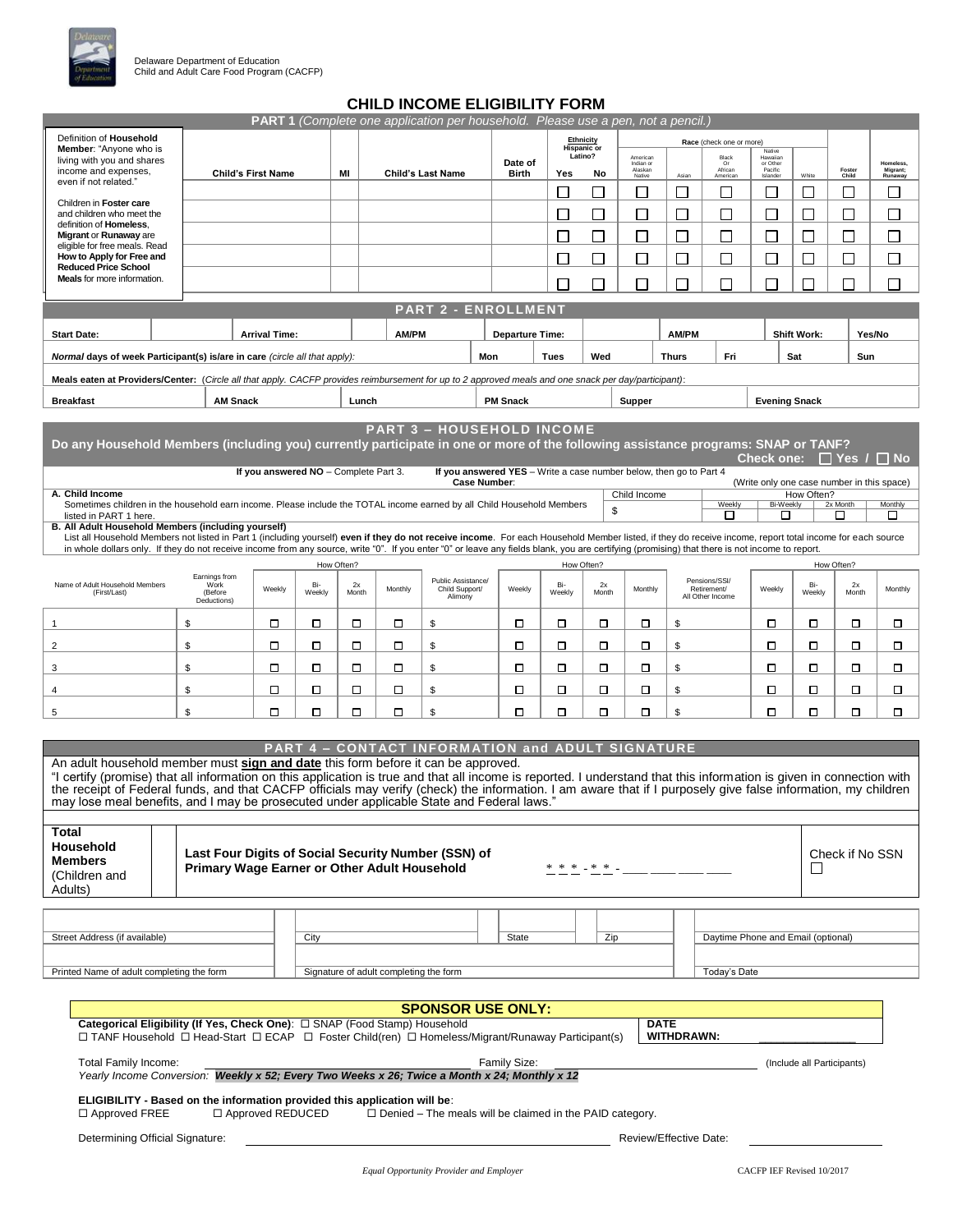Delaware Department of Education
Child and Adult Care Food Program (CACFP)

# CHILD INCOME ELIGIBILITY FORM

## PART 1 *(Complete one application per household. Please use a pen, not a pencil.)*

Definition of **Household Member**: "Anyone who is living with you and shares income and expenses, even if not related."

Children in **Foster care** and children who meet the definition of **Homeless**, **Migrant** or **Runaway** are eligible for free meals. Read **How to Apply for Free and Reduced Price School Meals** for more information.

| Child's First Name | MI | Child's Last Name | Date of Birth | Ethnicity Hispanic or Latino? Yes | No | Race (check one or more) American Indian or Alaskan Native | Asian | Black Or African American | Native Hawaiian or Other Pacific Islander | White | Foster Child | Homeless, Migrant; Runaway |
|---|---|---|---|---|---|---|---|---|---|---|---|---|
| | | | | ☐ | ☐ | ☐ | ☐ | ☐ | ☐ | ☐ | ☐ | ☐ |
| | | | | ☐ | ☐ | ☐ | ☐ | ☐ | ☐ | ☐ | ☐ | ☐ |
| | | | | ☐ | ☐ | ☐ | ☐ | ☐ | ☐ | ☐ | ☐ | ☐ |
| | | | | ☐ | ☐ | ☐ | ☐ | ☐ | ☐ | ☐ | ☐ | ☐ |
| | | | | ☐ | ☐ | ☐ | ☐ | ☐ | ☐ | ☐ | ☐ | ☐ |

## PART 2 - ENROLLMENT

| Start Date: | | Arrival Time: | | AM/PM | Departure Time: | | AM/PM | Shift Work: | Yes/No |
|---|---|---|---|---|---|---|---|---|---|

***Normal*** **days of week Participant(s) is/are in care** *(circle all that apply)*: Mon Tues Wed Thurs Fri Sat Sun

**Meals eaten at Providers/Center:** *(Circle all that apply. CACFP provides reimbursement for up to 2 approved meals and one snack per day/participant)*:

**Breakfast** **AM Snack** **Lunch** **PM Snack** **Supper** **Evening Snack**

## PART 3 – HOUSEHOLD INCOME

**Do any Household Members (including you) currently participate in one or more of the following assistance programs: SNAP or TANF?** **Check one: ☐ Yes / ☐ No**

**If you answered NO** – Complete Part 3. **If you answered YES** – Write a case number below, then go to Part 4

**Case Number**: (Write only one case number in this space)

**A. Child Income**
Sometimes children in the household earn income. Please include the TOTAL income earned by all Child Household Members listed in PART 1 here.

| Child Income | How Often? Weekly | Bi-Weekly | 2x Month | Monthly |
|---|---|---|---|---|
| $ | ☐ | ☐ | ☐ | ☐ |

**B. All Adult Household Members (including yourself)**
List all Household Members not listed in Part 1 (including yourself) **even if they do not receive income**. For each Household Member listed, if they do receive income, report total income for each source in whole dollars only. If they do not receive income from any source, write "0". If you enter "0" or leave any fields blank, you are certifying (promising) that there is not income to report.

| Name of Adult Household Members (First/Last) | Earnings from Work (Before Deductions) | How Often? Weekly | Bi-Weekly | 2x Month | Monthly | Public Assistance/ Child Support/ Alimony | How Often? Weekly | Bi-Weekly | 2x Month | Monthly | Pensions/SSI/ Retirement/ All Other Income | How Often? Weekly | Bi-Weekly | 2x Month | Monthly |
|---|---|---|---|---|---|---|---|---|---|---|---|---|---|---|---|
| 1 | $ | ☐ | ☐ | ☐ | ☐ | $ | ☐ | ☐ | ☐ | ☐ | $ | ☐ | ☐ | ☐ | ☐ |
| 2 | $ | ☐ | ☐ | ☐ | ☐ | $ | ☐ | ☐ | ☐ | ☐ | $ | ☐ | ☐ | ☐ | ☐ |
| 3 | $ | ☐ | ☐ | ☐ | ☐ | $ | ☐ | ☐ | ☐ | ☐ | $ | ☐ | ☐ | ☐ | ☐ |
| 4 | $ | ☐ | ☐ | ☐ | ☐ | $ | ☐ | ☐ | ☐ | ☐ | $ | ☐ | ☐ | ☐ | ☐ |
| 5 | $ | ☐ | ☐ | ☐ | ☐ | $ | ☐ | ☐ | ☐ | ☐ | $ | ☐ | ☐ | ☐ | ☐ |

## PART 4 – CONTACT INFORMATION and ADULT SIGNATURE

An adult household member must **sign and date** this form before it can be approved.

"I certify (promise) that all information on this application is true and that all income is reported. I understand that this information is given in connection with the receipt of Federal funds, and that CACFP officials may verify (check) the information. I am aware that if I purposely give false information, my children may lose meal benefits, and I may be prosecuted under applicable State and Federal laws."

| Total Household Members (Children and Adults) | | Last Four Digits of Social Security Number (SSN) of Primary Wage Earner or Other Adult Household * * * - * * - ___ ___ ___ ___ | Check if No SSN ☐ |
|---|---|---|---|

| Street Address (if available) | City | State | Zip | Daytime Phone and Email (optional) |
|---|---|---|---|---|
| | | | | |

| Printed Name of adult completing the form | Signature of adult completing the form | Today's Date |
|---|---|---|
| | | |

## SPONSOR USE ONLY:

**Categorical Eligibility (If Yes, Check One)**: ☐ SNAP (Food Stamp) Household
☐ TANF Household ☐ Head-Start ☐ ECAP ☐ Foster Child(ren) ☐ Homeless/Migrant/Runaway Participant(s)

**DATE WITHDRAWN:** ______________

Total Family Income: ______________ Family Size: ______________ (Include all Participants)

*Yearly Income Conversion:* ***Weekly x 52; Every Two Weeks x 26; Twice a Month x 24; Monthly x 12***

**ELIGIBILITY - Based on the information provided this application will be**:
☐ Approved FREE ☐ Approved REDUCED ☐ Denied – The meals will be claimed in the PAID category.

Determining Official Signature: ______________ Review/Effective Date: ______________

*Equal Opportunity Provider and Employer*

CACFP IEF Revised 10/2017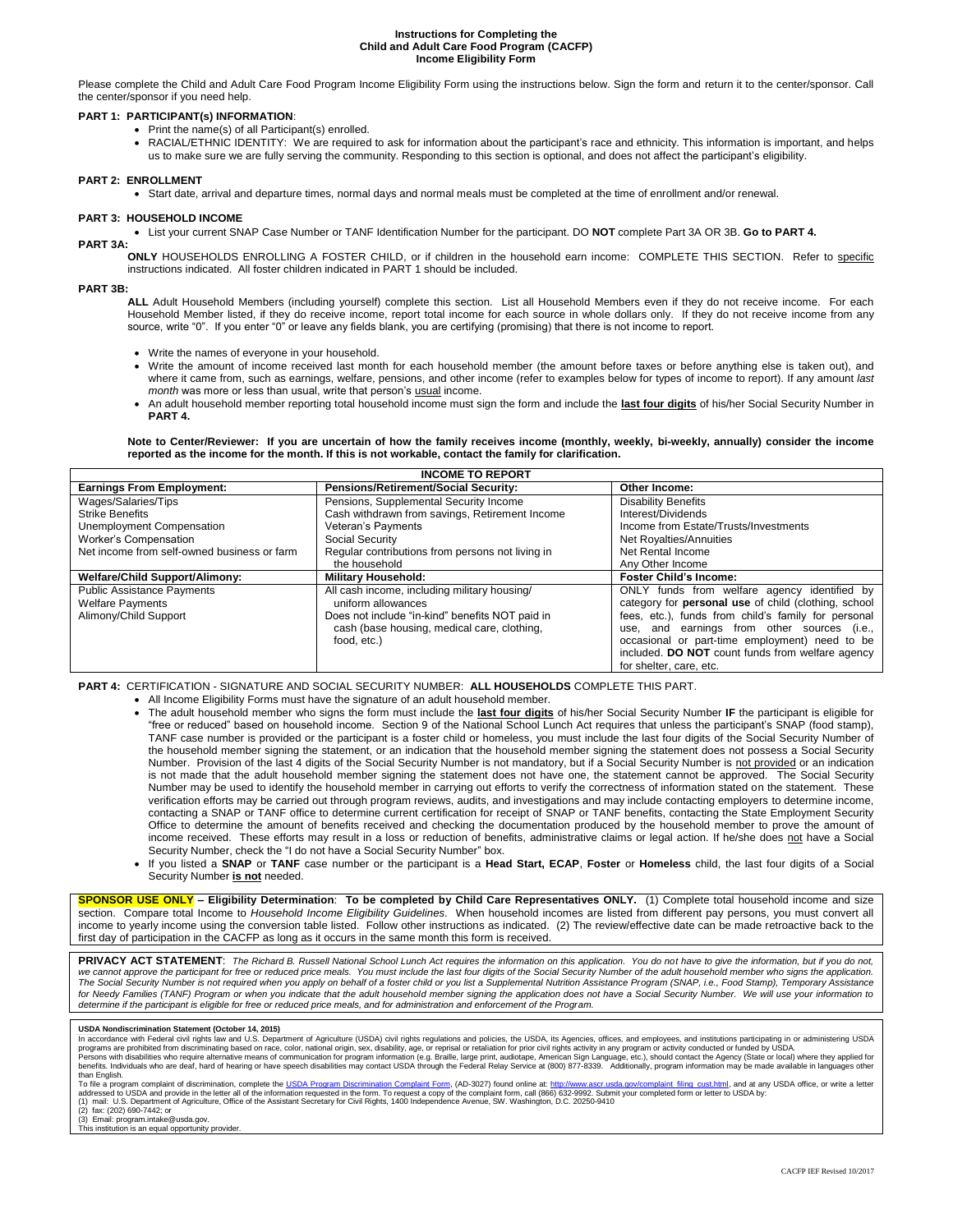**Instructions for Completing the**
**Child and Adult Care Food Program (CACFP)**
**Income Eligibility Form**

Please complete the Child and Adult Care Food Program Income Eligibility Form using the instructions below. Sign the form and return it to the center/sponsor. Call the center/sponsor if you need help.

**PART 1: PARTICIPANT(s) INFORMATION**:

- Print the name(s) of all Participant(s) enrolled.
- RACIAL/ETHNIC IDENTITY: We are required to ask for information about the participant's race and ethnicity. This information is important, and helps us to make sure we are fully serving the community. Responding to this section is optional, and does not affect the participant's eligibility.

**PART 2: ENROLLMENT**

- Start date, arrival and departure times, normal days and normal meals must be completed at the time of enrollment and/or renewal.

**PART 3: HOUSEHOLD INCOME**

- List your current SNAP Case Number or TANF Identification Number for the participant. DO **NOT** complete Part 3A OR 3B. **Go to PART 4.**

**PART 3A:**

**ONLY** HOUSEHOLDS ENROLLING A FOSTER CHILD, or if children in the household earn income: COMPLETE THIS SECTION. Refer to specific instructions indicated. All foster children indicated in PART 1 should be included.

**PART 3B:**

**ALL** Adult Household Members (including yourself) complete this section. List all Household Members even if they do not receive income. For each Household Member listed, if they do receive income, report total income for each source in whole dollars only. If they do not receive income from any source, write "0". If you enter "0" or leave any fields blank, you are certifying (promising) that there is not income to report.

- Write the names of everyone in your household.
- Write the amount of income received last month for each household member (the amount before taxes or before anything else is taken out), and where it came from, such as earnings, welfare, pensions, and other income (refer to examples below for types of income to report). If any amount *last month* was more or less than usual, write that person's usual income.
- An adult household member reporting total household income must sign the form and include the **last four digits** of his/her Social Security Number in **PART 4.**

**Note to Center/Reviewer: If you are uncertain of how the family receives income (monthly, weekly, bi-weekly, annually) consider the income reported as the income for the month. If this is not workable, contact the family for clarification.**

| **INCOME TO REPORT** | | |
|---|---|---|
| **Earnings From Employment:** | **Pensions/Retirement/Social Security:** | **Other Income:** |
| Wages/Salaries/Tips<br>Strike Benefits<br>Unemployment Compensation<br>Worker's Compensation<br>Net income from self-owned business or farm | Pensions, Supplemental Security Income<br>Cash withdrawn from savings, Retirement Income<br>Veteran's Payments<br>Social Security<br>Regular contributions from persons not living in the household | Disability Benefits<br>Interest/Dividends<br>Income from Estate/Trusts/Investments<br>Net Royalties/Annuities<br>Net Rental Income<br>Any Other Income |
| **Welfare/Child Support/Alimony:** | **Military Household:** | **Foster Child's Income:** |
| Public Assistance Payments<br>Welfare Payments<br>Alimony/Child Support | All cash income, including military housing/ uniform allowances<br>Does not include "in-kind" benefits NOT paid in cash (base housing, medical care, clothing, food, etc.) | ONLY funds from welfare agency identified by category for **personal use** of child (clothing, school fees, etc.), funds from child's family for personal use, and earnings from other sources (i.e., occasional or part-time employment) need to be included. **DO NOT** count funds from welfare agency for shelter, care, etc. |

**PART 4:** CERTIFICATION - SIGNATURE AND SOCIAL SECURITY NUMBER: **ALL HOUSEHOLDS** COMPLETE THIS PART.

- All Income Eligibility Forms must have the signature of an adult household member.
- The adult household member who signs the form must include the **last four digits** of his/her Social Security Number **IF** the participant is eligible for "free or reduced" based on household income. Section 9 of the National School Lunch Act requires that unless the participant's SNAP (food stamp), TANF case number is provided or the participant is a foster child or homeless, you must include the last four digits of the Social Security Number of the household member signing the statement, or an indication that the household member signing the statement does not possess a Social Security Number. Provision of the last 4 digits of the Social Security Number is not mandatory, but if a Social Security Number is not provided or an indication is not made that the adult household member signing the statement does not have one, the statement cannot be approved. The Social Security Number may be used to identify the household member in carrying out efforts to verify the correctness of information stated on the statement. These verification efforts may be carried out through program reviews, audits, and investigations and may include contacting employers to determine income, contacting a SNAP or TANF office to determine current certification for receipt of SNAP or TANF benefits, contacting the State Employment Security Office to determine the amount of benefits received and checking the documentation produced by the household member to prove the amount of income received. These efforts may result in a loss or reduction of benefits, administrative claims or legal action. If he/she does not have a Social Security Number, check the "I do not have a Social Security Number" box.
- If you listed a **SNAP** or **TANF** case number or the participant is a **Head Start, ECAP**, **Foster** or **Homeless** child, the last four digits of a Social Security Number **is not** needed.

**SPONSOR USE ONLY – Eligibility Determination**: **To be completed by Child Care Representatives ONLY.** (1) Complete total household income and size section. Compare total Income to *Household Income Eligibility Guidelines*. When household incomes are listed from different pay persons, you must convert all income to yearly income using the conversion table listed. Follow other instructions as indicated. (2) The review/effective date can be made retroactive back to the first day of participation in the CACFP as long as it occurs in the same month this form is received.

**PRIVACY ACT STATEMENT**: *The Richard B. Russell National School Lunch Act requires the information on this application. You do not have to give the information, but if you do not, we cannot approve the participant for free or reduced price meals. You must include the last four digits of the Social Security Number of the adult household member who signs the application. The Social Security Number is not required when you apply on behalf of a foster child or you list a Supplemental Nutrition Assistance Program (SNAP, i.e., Food Stamp), Temporary Assistance for Needy Families (TANF) Program or when you indicate that the adult household member signing the application does not have a Social Security Number. We will use your information to determine if the participant is eligible for free or reduced price meals, and for administration and enforcement of the Program.*

**USDA Nondiscrimination Statement (October 14, 2015)**

In accordance with Federal civil rights law and U.S. Department of Agriculture (USDA) civil rights regulations and policies, the USDA, its Agencies, offices, and employees, and institutions participating in or administering USDA programs are prohibited from discriminating based on race, color, national origin, sex, disability, age, or reprisal or retaliation for prior civil rights activity in any program or activity conducted or funded by USDA.
Persons with disabilities who require alternative means of communication for program information (e.g. Braille, large print, audiotape, American Sign Language, etc.), should contact the Agency (State or local) where they applied for benefits. Individuals who are deaf, hard of hearing or have speech disabilities may contact USDA through the Federal Relay Service at (800) 877-8339. Additionally, program information may be made available in languages other than English.
To file a program complaint of discrimination, complete the USDA Program Discrimination Complaint Form, (AD-3027) found online at: http://www.ascr.usda.gov/complaint_filing_cust.html, and at any USDA office, or write a letter addressed to USDA and provide in the letter all of the information requested in the form. To request a copy of the complaint form, call (866) 632-9992. Submit your completed form or letter to USDA by:
(1) mail: U.S. Department of Agriculture, Office of the Assistant Secretary for Civil Rights, 1400 Independence Avenue, SW. Washington, D.C. 20250-9410
(2) fax: (202) 690-7442; or
(3) Email: program.intake@usda.gov.
This institution is an equal opportunity provider.

CACFP IEF Revised 10/2017